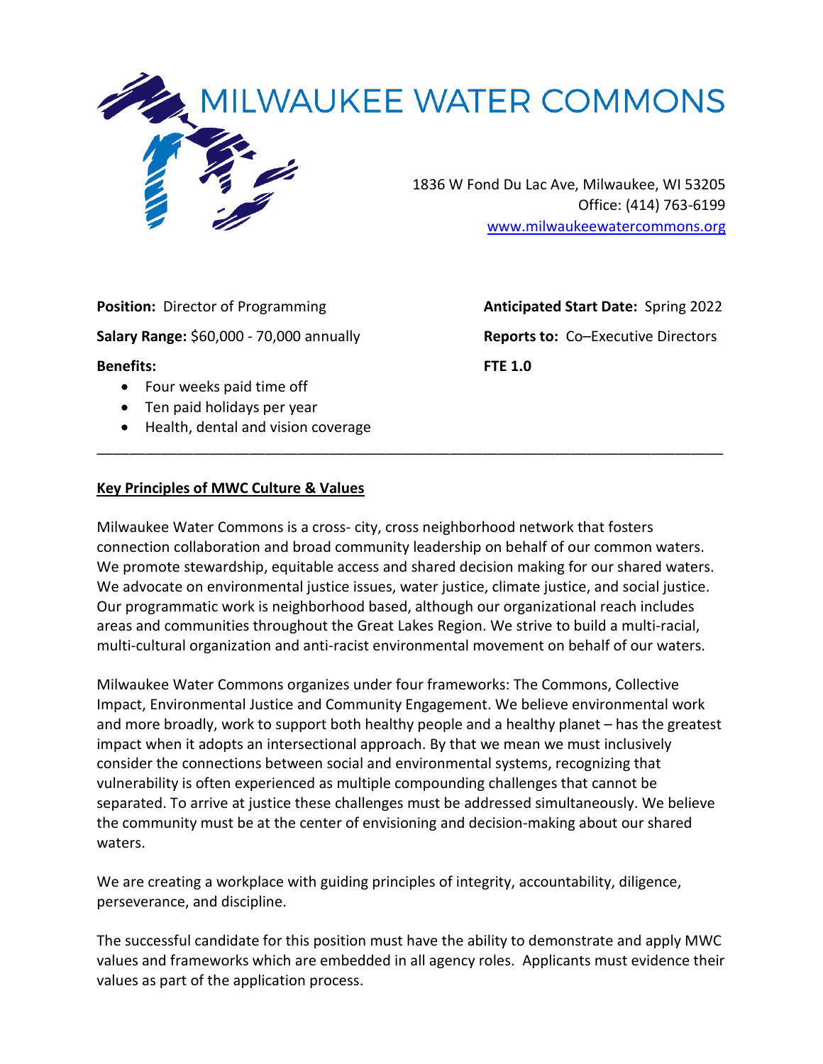# MILWAUKEE WATER COMMONS

1836 W Fond Du Lac Ave, Milwaukee, WI 53205
Office: (414) 763-6199
www.milwaukeewatercommons.org

**Position:** Director of Programming

**Salary Range:** $60,000 - 70,000 annually

**Benefits:**

- Four weeks paid time off
- Ten paid holidays per year
- Health, dental and vision coverage

**Anticipated Start Date:** Spring 2022

**Reports to:** Co–Executive Directors

**FTE 1.0**

---

## Key Principles of MWC Culture & Values

Milwaukee Water Commons is a cross- city, cross neighborhood network that fosters connection collaboration and broad community leadership on behalf of our common waters. We promote stewardship, equitable access and shared decision making for our shared waters. We advocate on environmental justice issues, water justice, climate justice, and social justice. Our programmatic work is neighborhood based, although our organizational reach includes areas and communities throughout the Great Lakes Region. We strive to build a multi-racial, multi-cultural organization and anti-racist environmental movement on behalf of our waters.

Milwaukee Water Commons organizes under four frameworks: The Commons, Collective Impact, Environmental Justice and Community Engagement. We believe environmental work and more broadly, work to support both healthy people and a healthy planet – has the greatest impact when it adopts an intersectional approach. By that we mean we must inclusively consider the connections between social and environmental systems, recognizing that vulnerability is often experienced as multiple compounding challenges that cannot be separated. To arrive at justice these challenges must be addressed simultaneously. We believe the community must be at the center of envisioning and decision-making about our shared waters.

We are creating a workplace with guiding principles of integrity, accountability, diligence, perseverance, and discipline.

The successful candidate for this position must have the ability to demonstrate and apply MWC values and frameworks which are embedded in all agency roles. Applicants must evidence their values as part of the application process.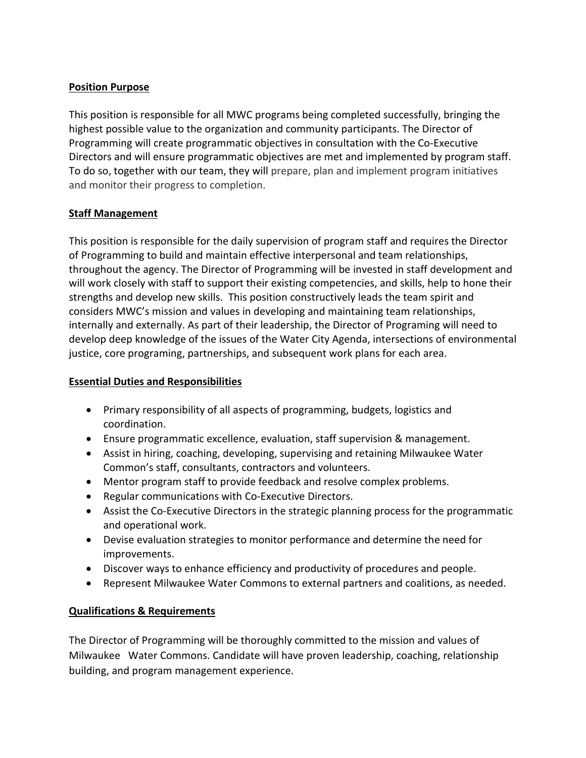**Position Purpose**

This position is responsible for all MWC programs being completed successfully, bringing the highest possible value to the organization and community participants. The Director of Programming will create programmatic objectives in consultation with the Co-Executive Directors and will ensure programmatic objectives are met and implemented by program staff. To do so, together with our team, they will prepare, plan and implement program initiatives and monitor their progress to completion.

**Staff Management**

This position is responsible for the daily supervision of program staff and requires the Director of Programming to build and maintain effective interpersonal and team relationships, throughout the agency. The Director of Programming will be invested in staff development and will work closely with staff to support their existing competencies, and skills, help to hone their strengths and develop new skills. This position constructively leads the team spirit and considers MWC's mission and values in developing and maintaining team relationships, internally and externally. As part of their leadership, the Director of Programing will need to develop deep knowledge of the issues of the Water City Agenda, intersections of environmental justice, core programing, partnerships, and subsequent work plans for each area.

**Essential Duties and Responsibilities**

- Primary responsibility of all aspects of programming, budgets, logistics and coordination.
- Ensure programmatic excellence, evaluation, staff supervision & management.
- Assist in hiring, coaching, developing, supervising and retaining Milwaukee Water Common's staff, consultants, contractors and volunteers.
- Mentor program staff to provide feedback and resolve complex problems.
- Regular communications with Co-Executive Directors.
- Assist the Co-Executive Directors in the strategic planning process for the programmatic and operational work.
- Devise evaluation strategies to monitor performance and determine the need for improvements.
- Discover ways to enhance efficiency and productivity of procedures and people.
- Represent Milwaukee Water Commons to external partners and coalitions, as needed.

**Qualifications & Requirements**

The Director of Programming will be thoroughly committed to the mission and values of Milwaukee Water Commons. Candidate will have proven leadership, coaching, relationship building, and program management experience.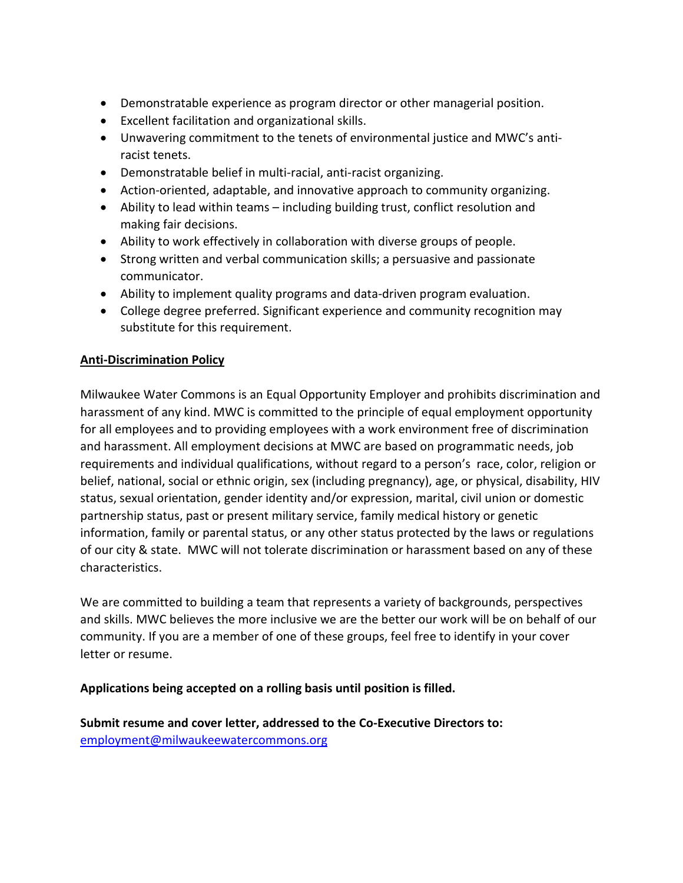- Demonstratable experience as program director or other managerial position.
- Excellent facilitation and organizational skills.
- Unwavering commitment to the tenets of environmental justice and MWC's anti-racist tenets.
- Demonstratable belief in multi-racial, anti-racist organizing.
- Action-oriented, adaptable, and innovative approach to community organizing.
- Ability to lead within teams – including building trust, conflict resolution and making fair decisions.
- Ability to work effectively in collaboration with diverse groups of people.
- Strong written and verbal communication skills; a persuasive and passionate communicator.
- Ability to implement quality programs and data-driven program evaluation.
- College degree preferred. Significant experience and community recognition may substitute for this requirement.

**Anti-Discrimination Policy**

Milwaukee Water Commons is an Equal Opportunity Employer and prohibits discrimination and harassment of any kind. MWC is committed to the principle of equal employment opportunity for all employees and to providing employees with a work environment free of discrimination and harassment. All employment decisions at MWC are based on programmatic needs, job requirements and individual qualifications, without regard to a person's race, color, religion or belief, national, social or ethnic origin, sex (including pregnancy), age, or physical, disability, HIV status, sexual orientation, gender identity and/or expression, marital, civil union or domestic partnership status, past or present military service, family medical history or genetic information, family or parental status, or any other status protected by the laws or regulations of our city & state. MWC will not tolerate discrimination or harassment based on any of these characteristics.

We are committed to building a team that represents a variety of backgrounds, perspectives and skills. MWC believes the more inclusive we are the better our work will be on behalf of our community. If you are a member of one of these groups, feel free to identify in your cover letter or resume.

**Applications being accepted on a rolling basis until position is filled.**

**Submit resume and cover letter, addressed to the Co-Executive Directors to:**
employment@milwaukeewatercommons.org